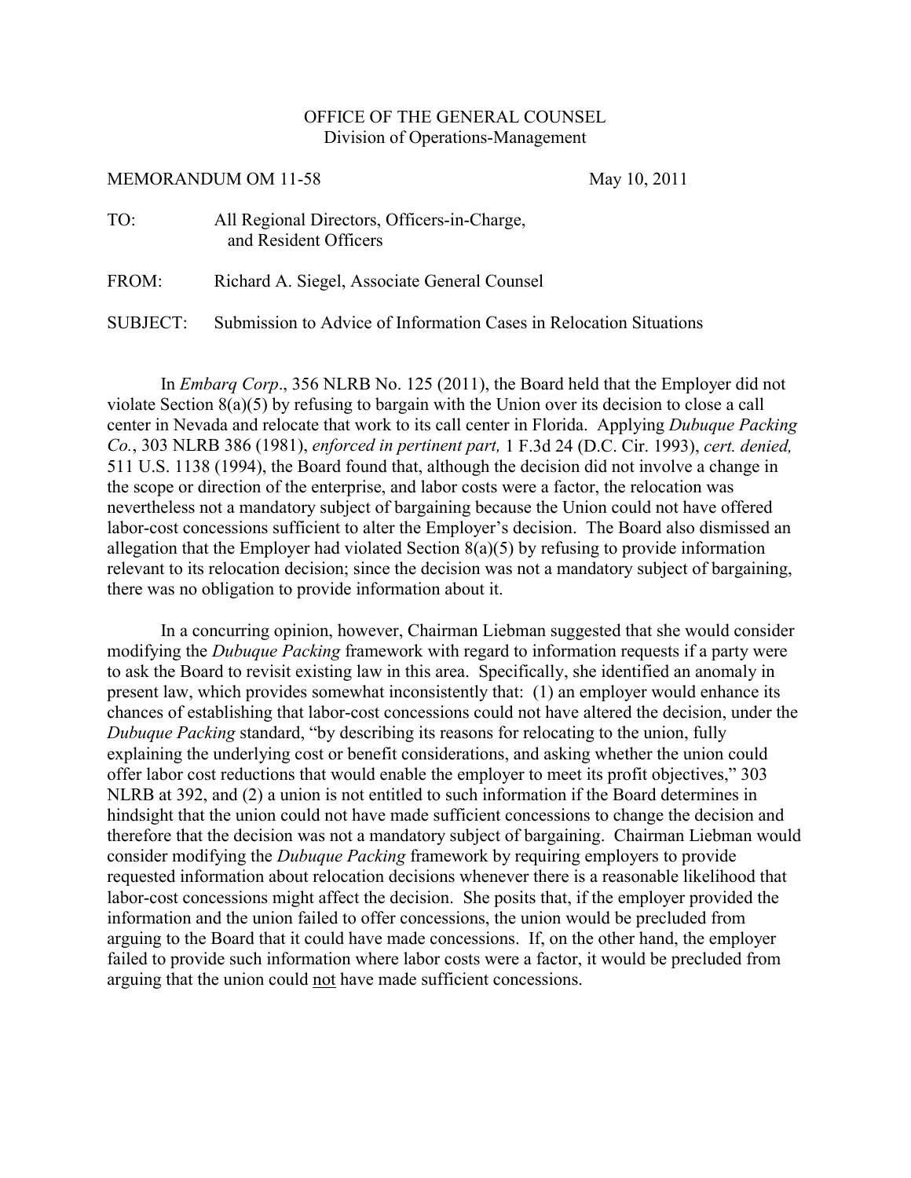OFFICE OF THE GENERAL COUNSEL
Division of Operations-Management

MEMORANDUM OM 11-58 May 10, 2011

TO: All Regional Directors, Officers-in-Charge, and Resident Officers

FROM: Richard A. Siegel, Associate General Counsel

SUBJECT: Submission to Advice of Information Cases in Relocation Situations

In *Embarq Corp*., 356 NLRB No. 125 (2011), the Board held that the Employer did not violate Section 8(a)(5) by refusing to bargain with the Union over its decision to close a call center in Nevada and relocate that work to its call center in Florida. Applying *Dubuque Packing Co.*, 303 NLRB 386 (1981), *enforced in pertinent part,* 1 F.3d 24 (D.C. Cir. 1993), *cert. denied,* 511 U.S. 1138 (1994), the Board found that, although the decision did not involve a change in the scope or direction of the enterprise, and labor costs were a factor, the relocation was nevertheless not a mandatory subject of bargaining because the Union could not have offered labor-cost concessions sufficient to alter the Employer's decision. The Board also dismissed an allegation that the Employer had violated Section 8(a)(5) by refusing to provide information relevant to its relocation decision; since the decision was not a mandatory subject of bargaining, there was no obligation to provide information about it.

In a concurring opinion, however, Chairman Liebman suggested that she would consider modifying the *Dubuque Packing* framework with regard to information requests if a party were to ask the Board to revisit existing law in this area. Specifically, she identified an anomaly in present law, which provides somewhat inconsistently that: (1) an employer would enhance its chances of establishing that labor-cost concessions could not have altered the decision, under the *Dubuque Packing* standard, "by describing its reasons for relocating to the union, fully explaining the underlying cost or benefit considerations, and asking whether the union could offer labor cost reductions that would enable the employer to meet its profit objectives," 303 NLRB at 392, and (2) a union is not entitled to such information if the Board determines in hindsight that the union could not have made sufficient concessions to change the decision and therefore that the decision was not a mandatory subject of bargaining. Chairman Liebman would consider modifying the *Dubuque Packing* framework by requiring employers to provide requested information about relocation decisions whenever there is a reasonable likelihood that labor-cost concessions might affect the decision. She posits that, if the employer provided the information and the union failed to offer concessions, the union would be precluded from arguing to the Board that it could have made concessions. If, on the other hand, the employer failed to provide such information where labor costs were a factor, it would be precluded from arguing that the union could <u>not</u> have made sufficient concessions.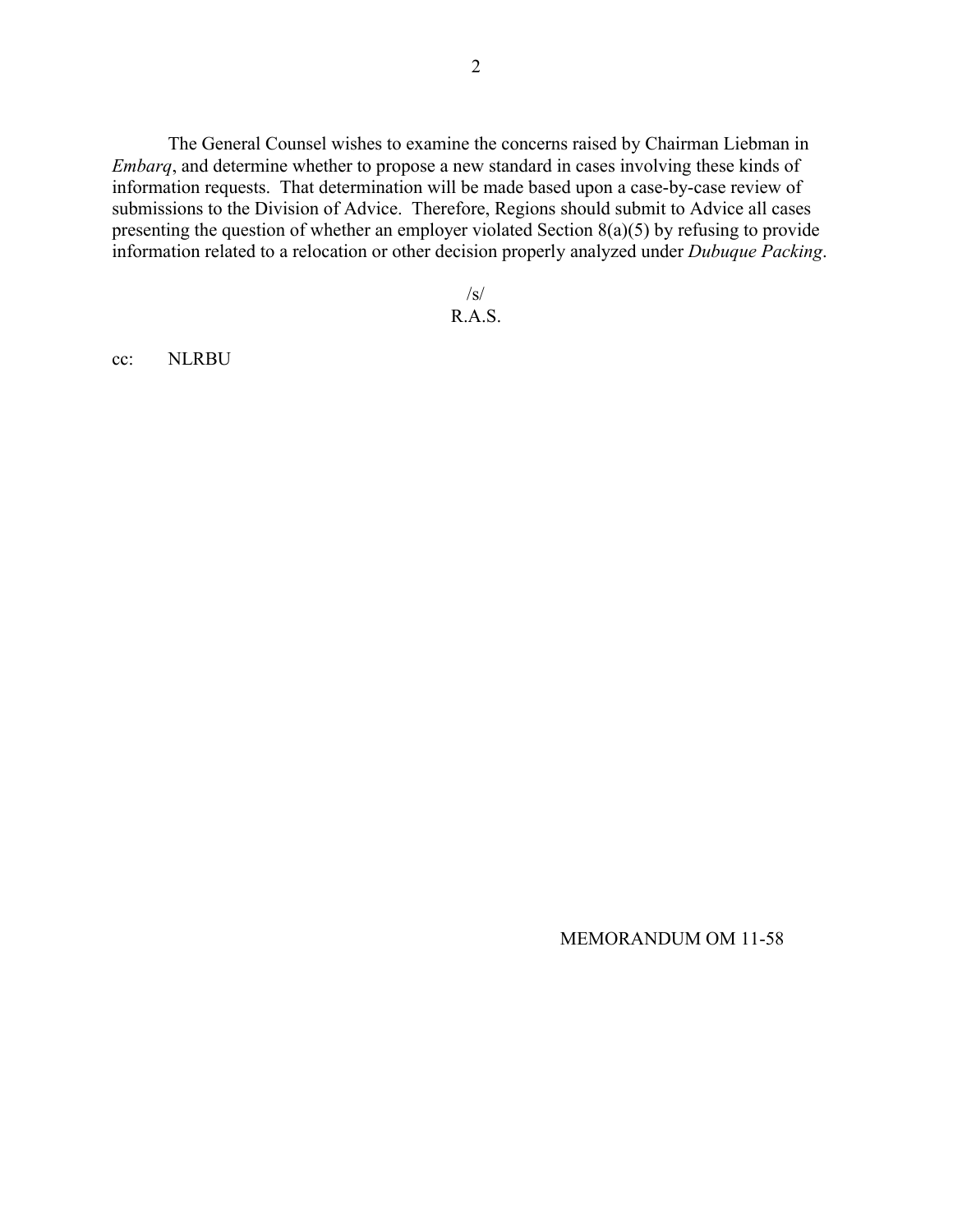The General Counsel wishes to examine the concerns raised by Chairman Liebman in *Embarq*, and determine whether to propose a new standard in cases involving these kinds of information requests. That determination will be made based upon a case-by-case review of submissions to the Division of Advice. Therefore, Regions should submit to Advice all cases presenting the question of whether an employer violated Section 8(a)(5) by refusing to provide information related to a relocation or other decision properly analyzed under *Dubuque Packing*.

/s/
R.A.S.

cc: NLRBU

MEMORANDUM OM 11-58